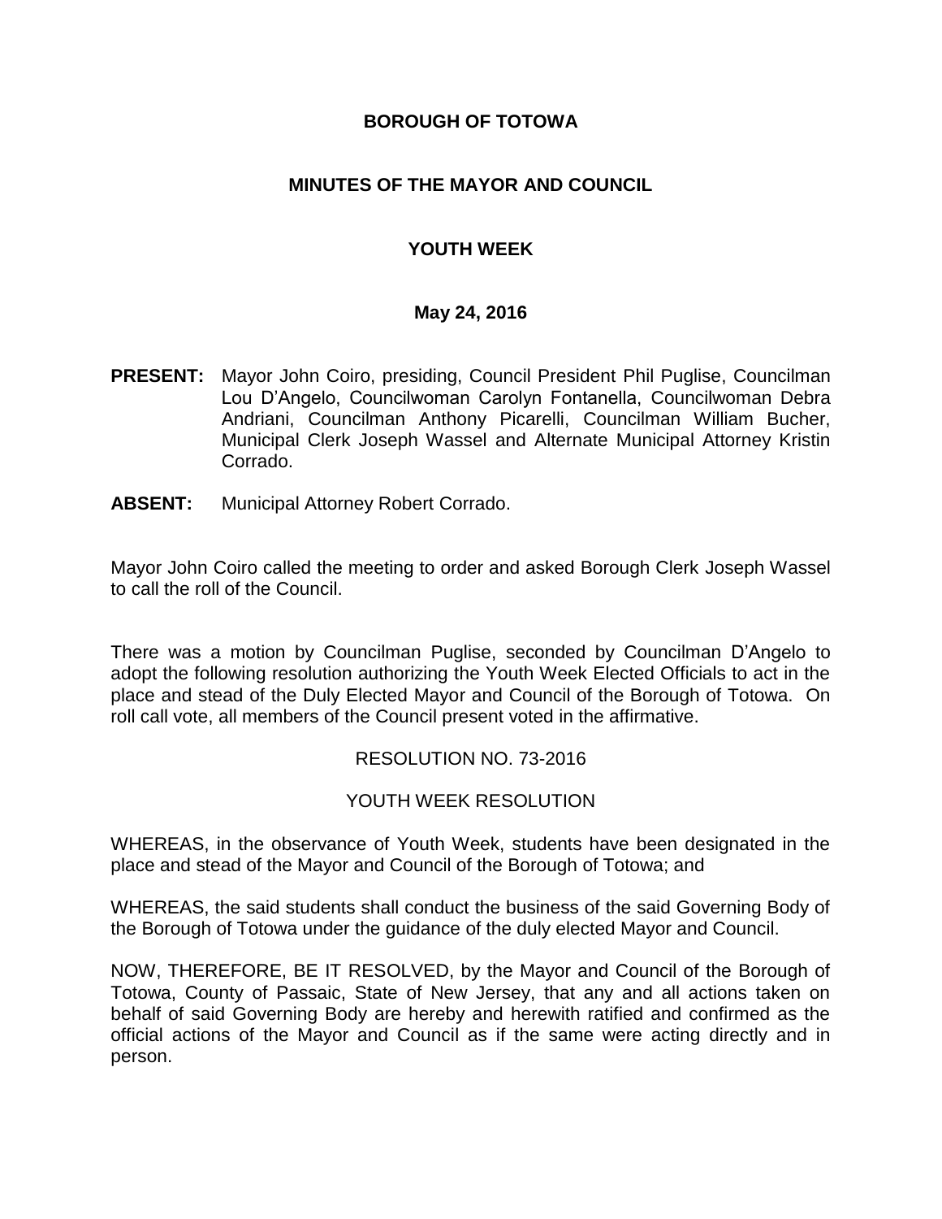# BOROUGH OF TOTOWA

## MINUTES OF THE MAYOR AND COUNCIL

## YOUTH WEEK

### May 24, 2016

**PRESENT:** Mayor John Coiro, presiding, Council President Phil Puglise, Councilman Lou D'Angelo, Councilwoman Carolyn Fontanella, Councilwoman Debra Andriani, Councilman Anthony Picarelli, Councilman William Bucher, Municipal Clerk Joseph Wassel and Alternate Municipal Attorney Kristin Corrado.

**ABSENT:** Municipal Attorney Robert Corrado.

Mayor John Coiro called the meeting to order and asked Borough Clerk Joseph Wassel to call the roll of the Council.

There was a motion by Councilman Puglise, seconded by Councilman D'Angelo to adopt the following resolution authorizing the Youth Week Elected Officials to act in the place and stead of the Duly Elected Mayor and Council of the Borough of Totowa. On roll call vote, all members of the Council present voted in the affirmative.

RESOLUTION NO. 73-2016

YOUTH WEEK RESOLUTION

WHEREAS, in the observance of Youth Week, students have been designated in the place and stead of the Mayor and Council of the Borough of Totowa; and

WHEREAS, the said students shall conduct the business of the said Governing Body of the Borough of Totowa under the guidance of the duly elected Mayor and Council.

NOW, THEREFORE, BE IT RESOLVED, by the Mayor and Council of the Borough of Totowa, County of Passaic, State of New Jersey, that any and all actions taken on behalf of said Governing Body are hereby and herewith ratified and confirmed as the official actions of the Mayor and Council as if the same were acting directly and in person.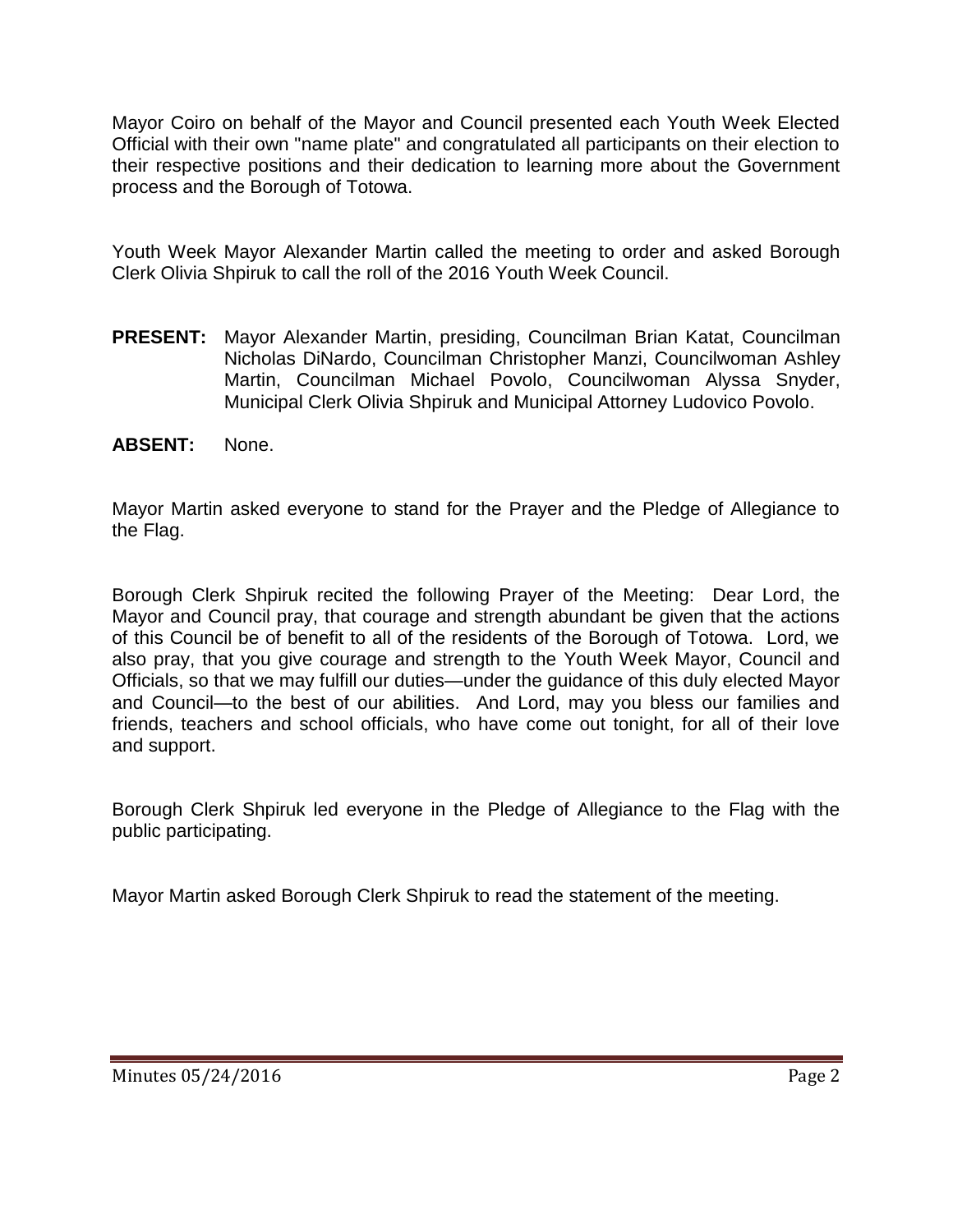Mayor Coiro on behalf of the Mayor and Council presented each Youth Week Elected Official with their own "name plate" and congratulated all participants on their election to their respective positions and their dedication to learning more about the Government process and the Borough of Totowa.

Youth Week Mayor Alexander Martin called the meeting to order and asked Borough Clerk Olivia Shpiruk to call the roll of the 2016 Youth Week Council.

**PRESENT:** Mayor Alexander Martin, presiding, Councilman Brian Katat, Councilman Nicholas DiNardo, Councilman Christopher Manzi, Councilwoman Ashley Martin, Councilman Michael Povolo, Councilwoman Alyssa Snyder, Municipal Clerk Olivia Shpiruk and Municipal Attorney Ludovico Povolo.

**ABSENT:** None.

Mayor Martin asked everyone to stand for the Prayer and the Pledge of Allegiance to the Flag.

Borough Clerk Shpiruk recited the following Prayer of the Meeting: Dear Lord, the Mayor and Council pray, that courage and strength abundant be given that the actions of this Council be of benefit to all of the residents of the Borough of Totowa. Lord, we also pray, that you give courage and strength to the Youth Week Mayor, Council and Officials, so that we may fulfill our duties—under the guidance of this duly elected Mayor and Council—to the best of our abilities. And Lord, may you bless our families and friends, teachers and school officials, who have come out tonight, for all of their love and support.

Borough Clerk Shpiruk led everyone in the Pledge of Allegiance to the Flag with the public participating.

Mayor Martin asked Borough Clerk Shpiruk to read the statement of the meeting.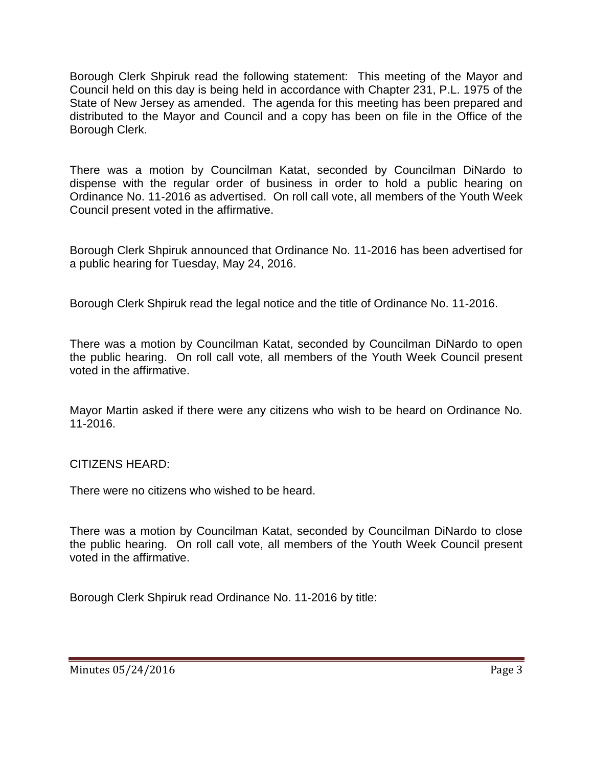Borough Clerk Shpiruk read the following statement: This meeting of the Mayor and Council held on this day is being held in accordance with Chapter 231, P.L. 1975 of the State of New Jersey as amended. The agenda for this meeting has been prepared and distributed to the Mayor and Council and a copy has been on file in the Office of the Borough Clerk.

There was a motion by Councilman Katat, seconded by Councilman DiNardo to dispense with the regular order of business in order to hold a public hearing on Ordinance No. 11-2016 as advertised. On roll call vote, all members of the Youth Week Council present voted in the affirmative.

Borough Clerk Shpiruk announced that Ordinance No. 11-2016 has been advertised for a public hearing for Tuesday, May 24, 2016.

Borough Clerk Shpiruk read the legal notice and the title of Ordinance No. 11-2016.

There was a motion by Councilman Katat, seconded by Councilman DiNardo to open the public hearing. On roll call vote, all members of the Youth Week Council present voted in the affirmative.

Mayor Martin asked if there were any citizens who wish to be heard on Ordinance No. 11-2016.

CITIZENS HEARD:

There were no citizens who wished to be heard.

There was a motion by Councilman Katat, seconded by Councilman DiNardo to close the public hearing. On roll call vote, all members of the Youth Week Council present voted in the affirmative.

Borough Clerk Shpiruk read Ordinance No. 11-2016 by title: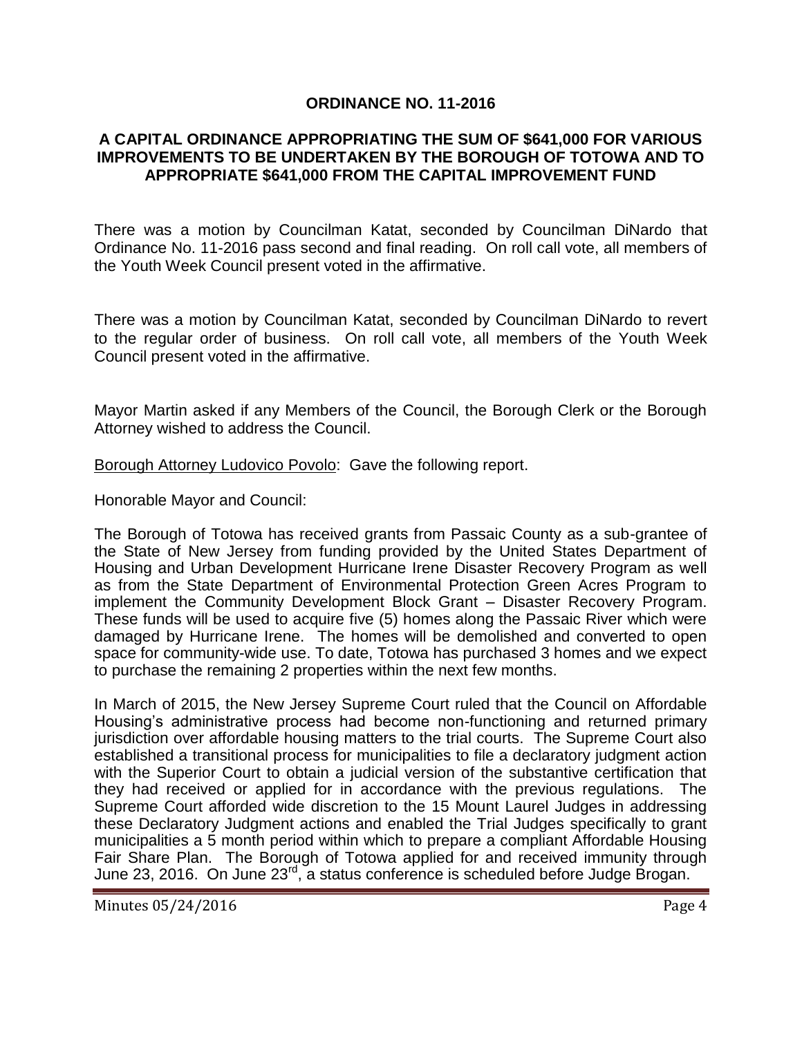**ORDINANCE NO. 11-2016**

**A CAPITAL ORDINANCE APPROPRIATING THE SUM OF $641,000 FOR VARIOUS IMPROVEMENTS TO BE UNDERTAKEN BY THE BOROUGH OF TOTOWA AND TO APPROPRIATE $641,000 FROM THE CAPITAL IMPROVEMENT FUND**

There was a motion by Councilman Katat, seconded by Councilman DiNardo that Ordinance No. 11-2016 pass second and final reading. On roll call vote, all members of the Youth Week Council present voted in the affirmative.

There was a motion by Councilman Katat, seconded by Councilman DiNardo to revert to the regular order of business. On roll call vote, all members of the Youth Week Council present voted in the affirmative.

Mayor Martin asked if any Members of the Council, the Borough Clerk or the Borough Attorney wished to address the Council.

Borough Attorney Ludovico Povolo: Gave the following report.

Honorable Mayor and Council:

The Borough of Totowa has received grants from Passaic County as a sub-grantee of the State of New Jersey from funding provided by the United States Department of Housing and Urban Development Hurricane Irene Disaster Recovery Program as well as from the State Department of Environmental Protection Green Acres Program to implement the Community Development Block Grant – Disaster Recovery Program. These funds will be used to acquire five (5) homes along the Passaic River which were damaged by Hurricane Irene. The homes will be demolished and converted to open space for community-wide use. To date, Totowa has purchased 3 homes and we expect to purchase the remaining 2 properties within the next few months.

In March of 2015, the New Jersey Supreme Court ruled that the Council on Affordable Housing's administrative process had become non-functioning and returned primary jurisdiction over affordable housing matters to the trial courts. The Supreme Court also established a transitional process for municipalities to file a declaratory judgment action with the Superior Court to obtain a judicial version of the substantive certification that they had received or applied for in accordance with the previous regulations. The Supreme Court afforded wide discretion to the 15 Mount Laurel Judges in addressing these Declaratory Judgment actions and enabled the Trial Judges specifically to grant municipalities a 5 month period within which to prepare a compliant Affordable Housing Fair Share Plan. The Borough of Totowa applied for and received immunity through June 23, 2016. On June 23rd, a status conference is scheduled before Judge Brogan.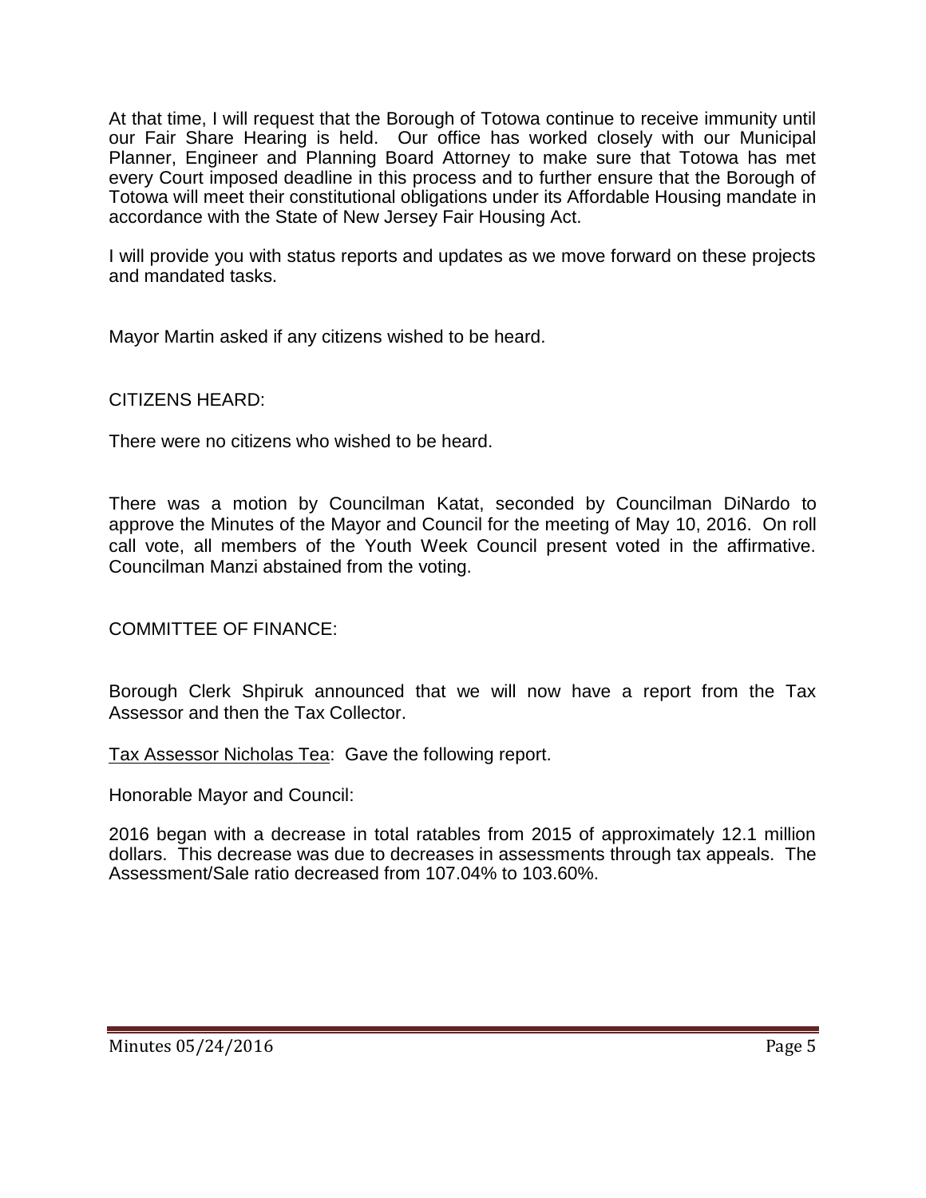At that time, I will request that the Borough of Totowa continue to receive immunity until our Fair Share Hearing is held. Our office has worked closely with our Municipal Planner, Engineer and Planning Board Attorney to make sure that Totowa has met every Court imposed deadline in this process and to further ensure that the Borough of Totowa will meet their constitutional obligations under its Affordable Housing mandate in accordance with the State of New Jersey Fair Housing Act.

I will provide you with status reports and updates as we move forward on these projects and mandated tasks.

Mayor Martin asked if any citizens wished to be heard.

CITIZENS HEARD:

There were no citizens who wished to be heard.

There was a motion by Councilman Katat, seconded by Councilman DiNardo to approve the Minutes of the Mayor and Council for the meeting of May 10, 2016. On roll call vote, all members of the Youth Week Council present voted in the affirmative. Councilman Manzi abstained from the voting.

COMMITTEE OF FINANCE:

Borough Clerk Shpiruk announced that we will now have a report from the Tax Assessor and then the Tax Collector.

Tax Assessor Nicholas Tea: Gave the following report.

Honorable Mayor and Council:

2016 began with a decrease in total ratables from 2015 of approximately 12.1 million dollars. This decrease was due to decreases in assessments through tax appeals. The Assessment/Sale ratio decreased from 107.04% to 103.60%.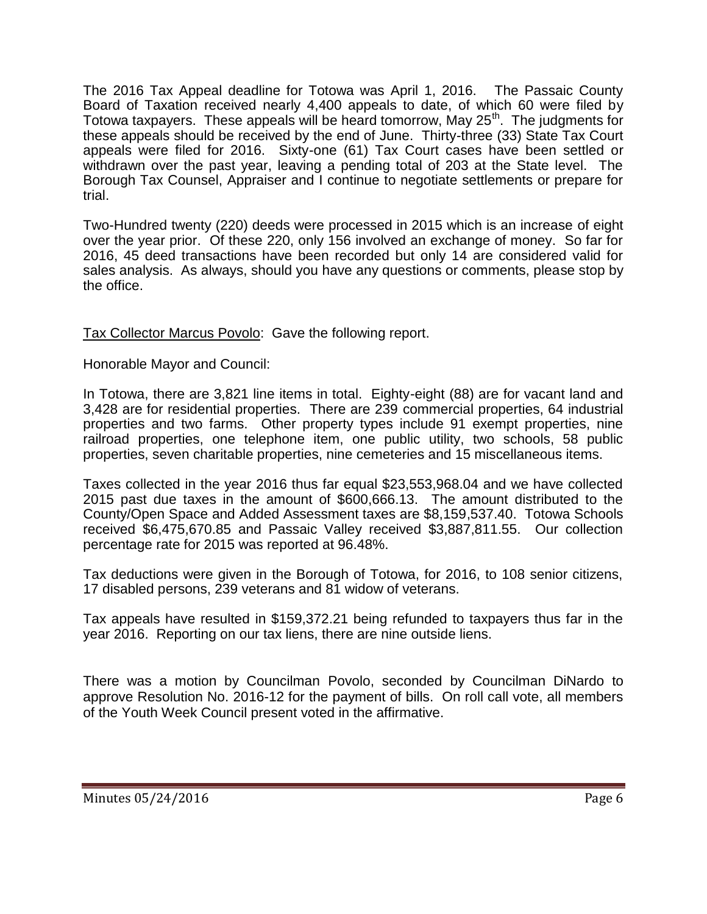The 2016 Tax Appeal deadline for Totowa was April 1, 2016. The Passaic County Board of Taxation received nearly 4,400 appeals to date, of which 60 were filed by Totowa taxpayers. These appeals will be heard tomorrow, May 25th. The judgments for these appeals should be received by the end of June. Thirty-three (33) State Tax Court appeals were filed for 2016. Sixty-one (61) Tax Court cases have been settled or withdrawn over the past year, leaving a pending total of 203 at the State level. The Borough Tax Counsel, Appraiser and I continue to negotiate settlements or prepare for trial.

Two-Hundred twenty (220) deeds were processed in 2015 which is an increase of eight over the year prior. Of these 220, only 156 involved an exchange of money. So far for 2016, 45 deed transactions have been recorded but only 14 are considered valid for sales analysis. As always, should you have any questions or comments, please stop by the office.

Tax Collector Marcus Povolo: Gave the following report.

Honorable Mayor and Council:

In Totowa, there are 3,821 line items in total. Eighty-eight (88) are for vacant land and 3,428 are for residential properties. There are 239 commercial properties, 64 industrial properties and two farms. Other property types include 91 exempt properties, nine railroad properties, one telephone item, one public utility, two schools, 58 public properties, seven charitable properties, nine cemeteries and 15 miscellaneous items.

Taxes collected in the year 2016 thus far equal $23,553,968.04 and we have collected 2015 past due taxes in the amount of $600,666.13. The amount distributed to the County/Open Space and Added Assessment taxes are $8,159,537.40. Totowa Schools received $6,475,670.85 and Passaic Valley received $3,887,811.55. Our collection percentage rate for 2015 was reported at 96.48%.

Tax deductions were given in the Borough of Totowa, for 2016, to 108 senior citizens, 17 disabled persons, 239 veterans and 81 widow of veterans.

Tax appeals have resulted in $159,372.21 being refunded to taxpayers thus far in the year 2016. Reporting on our tax liens, there are nine outside liens.

There was a motion by Councilman Povolo, seconded by Councilman DiNardo to approve Resolution No. 2016-12 for the payment of bills. On roll call vote, all members of the Youth Week Council present voted in the affirmative.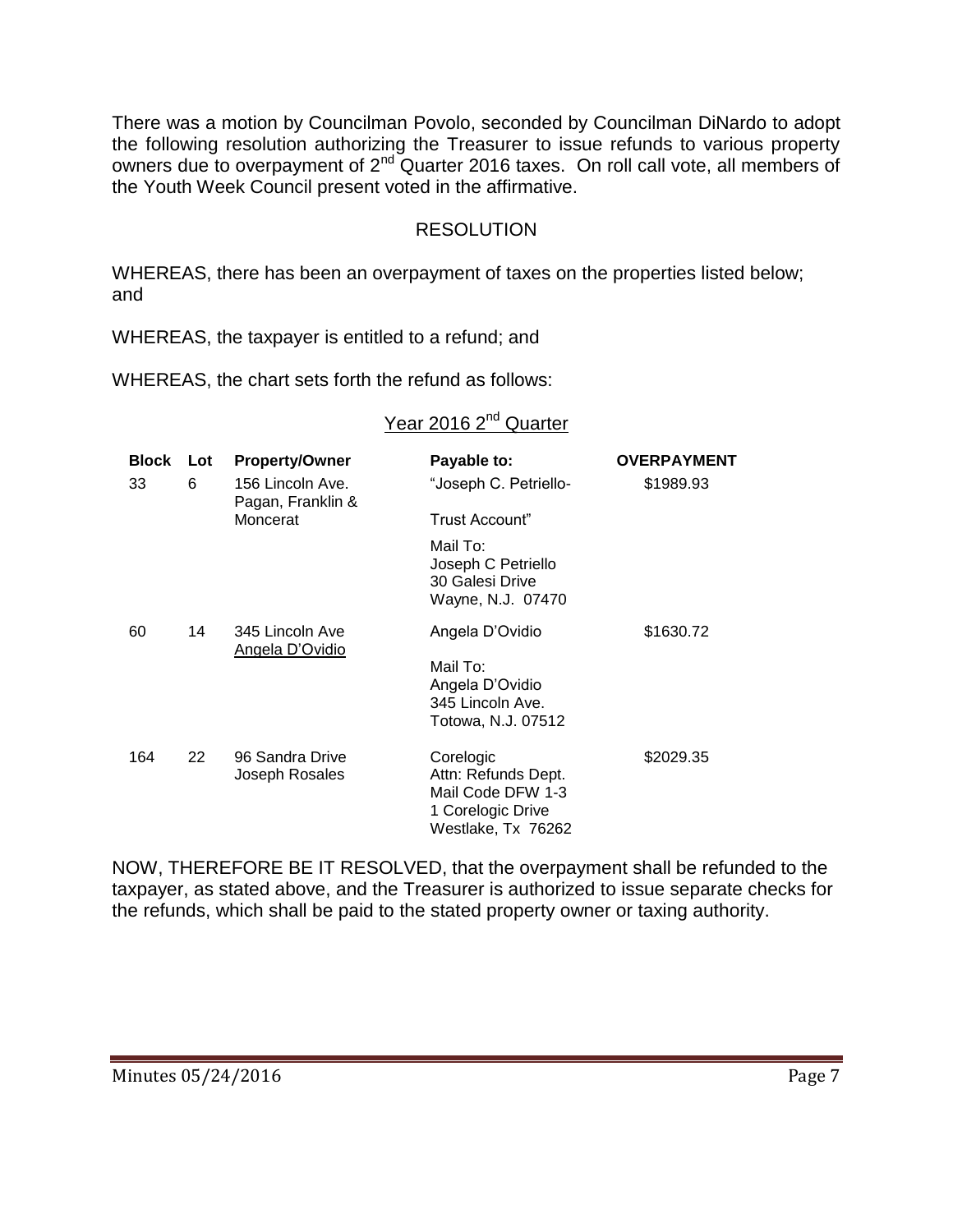There was a motion by Councilman Povolo, seconded by Councilman DiNardo to adopt the following resolution authorizing the Treasurer to issue refunds to various property owners due to overpayment of 2nd Quarter 2016 taxes. On roll call vote, all members of the Youth Week Council present voted in the affirmative.

RESOLUTION

WHEREAS, there has been an overpayment of taxes on the properties listed below; and

WHEREAS, the taxpayer is entitled to a refund; and

WHEREAS, the chart sets forth the refund as follows:

Year 2016 2nd Quarter

| Block | Lot | Property/Owner | Payable to: | OVERPAYMENT |
|---|---|---|---|---|
| 33 | 6 | 156 Lincoln Ave. Pagan, Franklin & Moncerat | "Joseph C. Petriello- Trust Account" Mail To: Joseph C Petriello 30 Galesi Drive Wayne, N.J. 07470 | $1989.93 |
| 60 | 14 | 345 Lincoln Ave Angela D'Ovidio | Angela D'Ovidio Mail To: Angela D'Ovidio 345 Lincoln Ave. Totowa, N.J. 07512 | $1630.72 |
| 164 | 22 | 96 Sandra Drive Joseph Rosales | Corelogic Attn: Refunds Dept. Mail Code DFW 1-3 1 Corelogic Drive Westlake, Tx 76262 | $2029.35 |

NOW, THEREFORE BE IT RESOLVED, that the overpayment shall be refunded to the taxpayer, as stated above, and the Treasurer is authorized to issue separate checks for the refunds, which shall be paid to the stated property owner or taxing authority.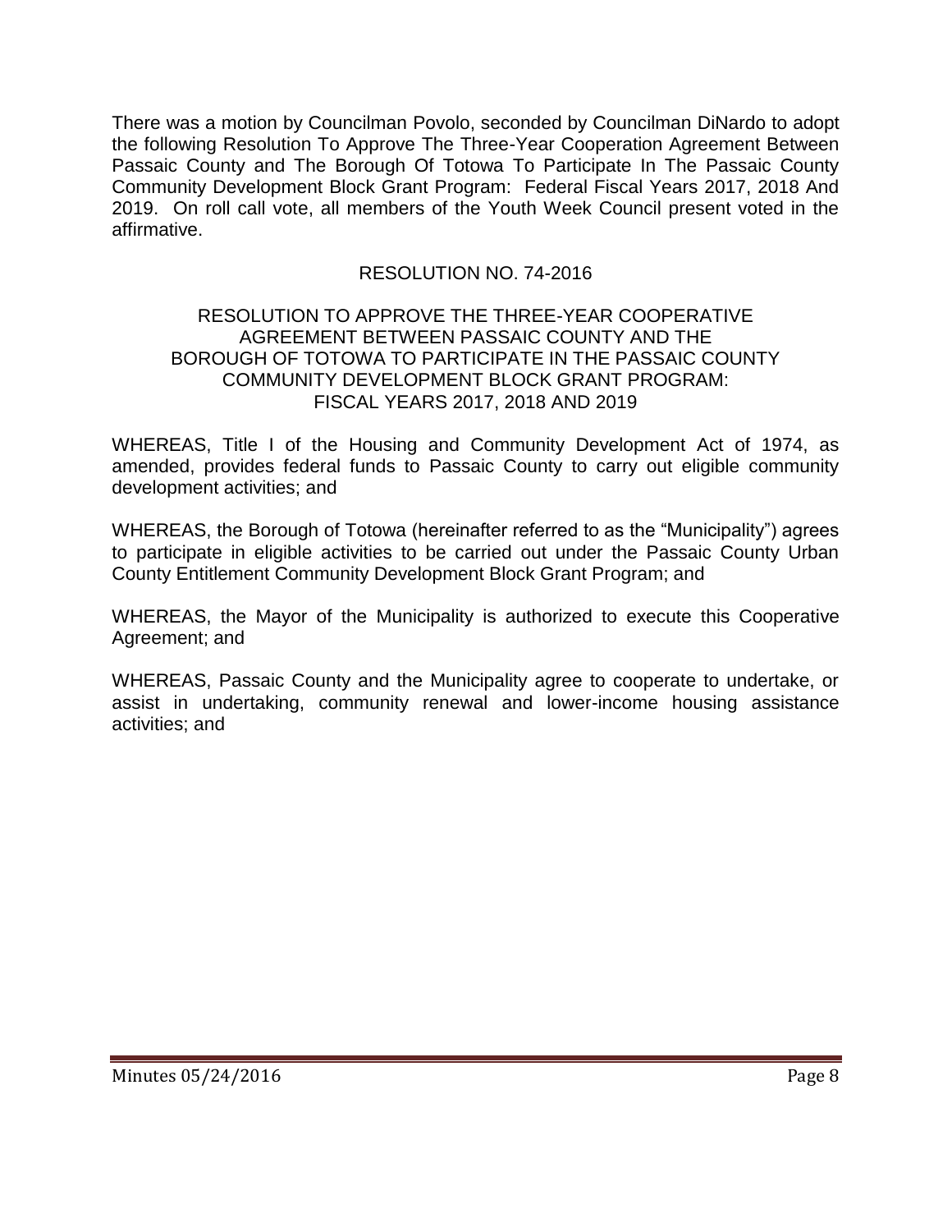There was a motion by Councilman Povolo, seconded by Councilman DiNardo to adopt the following Resolution To Approve The Three-Year Cooperation Agreement Between Passaic County and The Borough Of Totowa To Participate In The Passaic County Community Development Block Grant Program: Federal Fiscal Years 2017, 2018 And 2019. On roll call vote, all members of the Youth Week Council present voted in the affirmative.

RESOLUTION NO. 74-2016

RESOLUTION TO APPROVE THE THREE-YEAR COOPERATIVE AGREEMENT BETWEEN PASSAIC COUNTY AND THE BOROUGH OF TOTOWA TO PARTICIPATE IN THE PASSAIC COUNTY COMMUNITY DEVELOPMENT BLOCK GRANT PROGRAM: FISCAL YEARS 2017, 2018 AND 2019

WHEREAS, Title I of the Housing and Community Development Act of 1974, as amended, provides federal funds to Passaic County to carry out eligible community development activities; and

WHEREAS, the Borough of Totowa (hereinafter referred to as the "Municipality") agrees to participate in eligible activities to be carried out under the Passaic County Urban County Entitlement Community Development Block Grant Program; and

WHEREAS, the Mayor of the Municipality is authorized to execute this Cooperative Agreement; and

WHEREAS, Passaic County and the Municipality agree to cooperate to undertake, or assist in undertaking, community renewal and lower-income housing assistance activities; and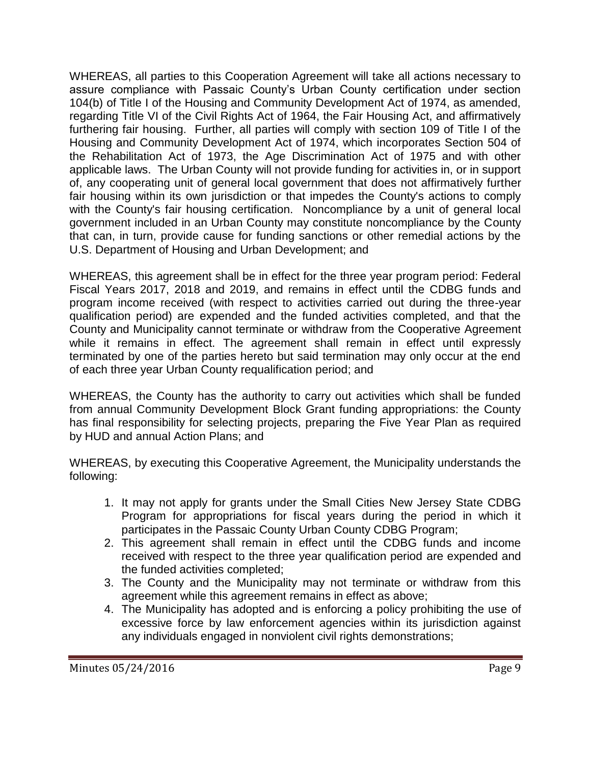WHEREAS, all parties to this Cooperation Agreement will take all actions necessary to assure compliance with Passaic County's Urban County certification under section 104(b) of Title I of the Housing and Community Development Act of 1974, as amended, regarding Title VI of the Civil Rights Act of 1964, the Fair Housing Act, and affirmatively furthering fair housing. Further, all parties will comply with section 109 of Title I of the Housing and Community Development Act of 1974, which incorporates Section 504 of the Rehabilitation Act of 1973, the Age Discrimination Act of 1975 and with other applicable laws. The Urban County will not provide funding for activities in, or in support of, any cooperating unit of general local government that does not affirmatively further fair housing within its own jurisdiction or that impedes the County's actions to comply with the County's fair housing certification. Noncompliance by a unit of general local government included in an Urban County may constitute noncompliance by the County that can, in turn, provide cause for funding sanctions or other remedial actions by the U.S. Department of Housing and Urban Development; and

WHEREAS, this agreement shall be in effect for the three year program period: Federal Fiscal Years 2017, 2018 and 2019, and remains in effect until the CDBG funds and program income received (with respect to activities carried out during the three-year qualification period) are expended and the funded activities completed, and that the County and Municipality cannot terminate or withdraw from the Cooperative Agreement while it remains in effect. The agreement shall remain in effect until expressly terminated by one of the parties hereto but said termination may only occur at the end of each three year Urban County requalification period; and

WHEREAS, the County has the authority to carry out activities which shall be funded from annual Community Development Block Grant funding appropriations: the County has final responsibility for selecting projects, preparing the Five Year Plan as required by HUD and annual Action Plans; and

WHEREAS, by executing this Cooperative Agreement, the Municipality understands the following:

1. It may not apply for grants under the Small Cities New Jersey State CDBG Program for appropriations for fiscal years during the period in which it participates in the Passaic County Urban County CDBG Program;
2. This agreement shall remain in effect until the CDBG funds and income received with respect to the three year qualification period are expended and the funded activities completed;
3. The County and the Municipality may not terminate or withdraw from this agreement while this agreement remains in effect as above;
4. The Municipality has adopted and is enforcing a policy prohibiting the use of excessive force by law enforcement agencies within its jurisdiction against any individuals engaged in nonviolent civil rights demonstrations;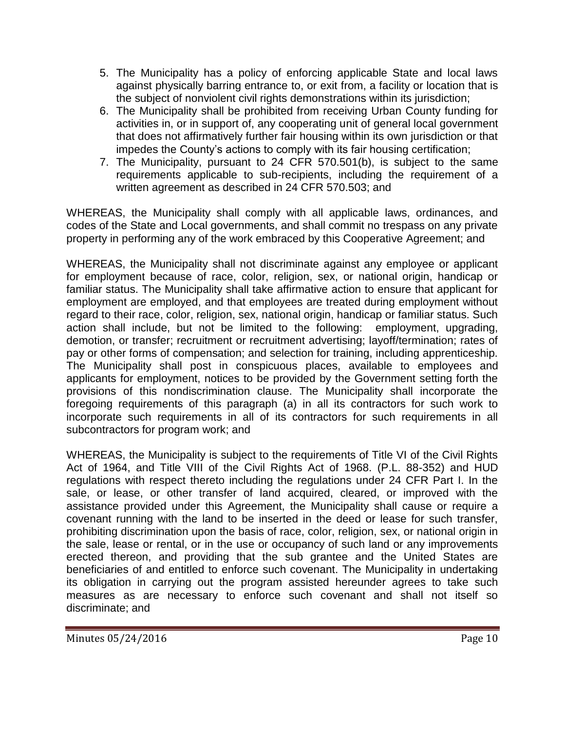5. The Municipality has a policy of enforcing applicable State and local laws against physically barring entrance to, or exit from, a facility or location that is the subject of nonviolent civil rights demonstrations within its jurisdiction;
6. The Municipality shall be prohibited from receiving Urban County funding for activities in, or in support of, any cooperating unit of general local government that does not affirmatively further fair housing within its own jurisdiction or that impedes the County's actions to comply with its fair housing certification;
7. The Municipality, pursuant to 24 CFR 570.501(b), is subject to the same requirements applicable to sub-recipients, including the requirement of a written agreement as described in 24 CFR 570.503; and

WHEREAS, the Municipality shall comply with all applicable laws, ordinances, and codes of the State and Local governments, and shall commit no trespass on any private property in performing any of the work embraced by this Cooperative Agreement; and

WHEREAS, the Municipality shall not discriminate against any employee or applicant for employment because of race, color, religion, sex, or national origin, handicap or familiar status. The Municipality shall take affirmative action to ensure that applicant for employment are employed, and that employees are treated during employment without regard to their race, color, religion, sex, national origin, handicap or familiar status. Such action shall include, but not be limited to the following: employment, upgrading, demotion, or transfer; recruitment or recruitment advertising; layoff/termination; rates of pay or other forms of compensation; and selection for training, including apprenticeship. The Municipality shall post in conspicuous places, available to employees and applicants for employment, notices to be provided by the Government setting forth the provisions of this nondiscrimination clause. The Municipality shall incorporate the foregoing requirements of this paragraph (a) in all its contractors for such work to incorporate such requirements in all of its contractors for such requirements in all subcontractors for program work; and

WHEREAS, the Municipality is subject to the requirements of Title VI of the Civil Rights Act of 1964, and Title VIII of the Civil Rights Act of 1968. (P.L. 88-352) and HUD regulations with respect thereto including the regulations under 24 CFR Part I. In the sale, or lease, or other transfer of land acquired, cleared, or improved with the assistance provided under this Agreement, the Municipality shall cause or require a covenant running with the land to be inserted in the deed or lease for such transfer, prohibiting discrimination upon the basis of race, color, religion, sex, or national origin in the sale, lease or rental, or in the use or occupancy of such land or any improvements erected thereon, and providing that the sub grantee and the United States are beneficiaries of and entitled to enforce such covenant. The Municipality in undertaking its obligation in carrying out the program assisted hereunder agrees to take such measures as are necessary to enforce such covenant and shall not itself so discriminate; and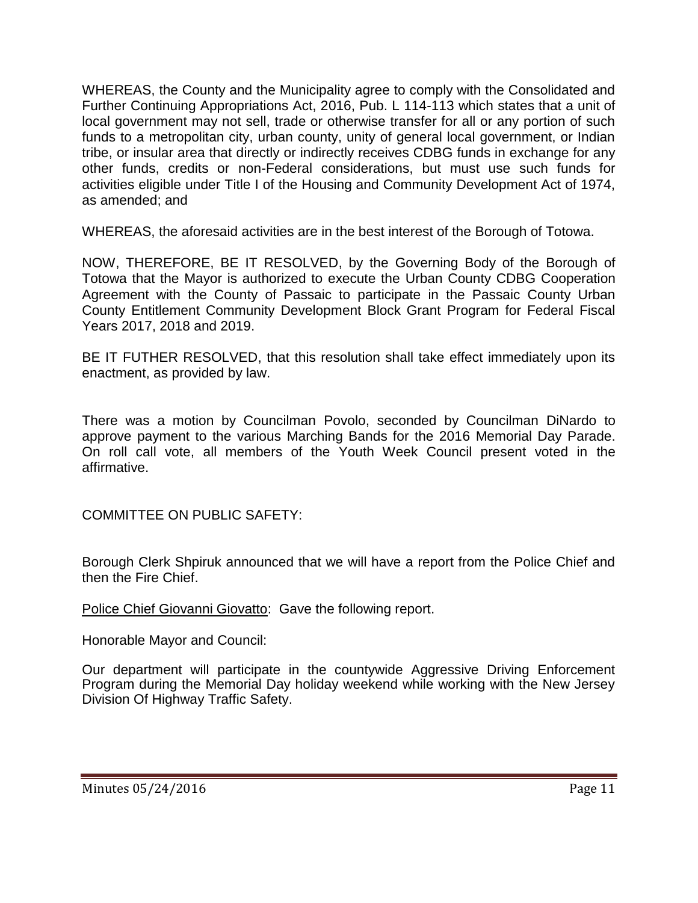WHEREAS, the County and the Municipality agree to comply with the Consolidated and Further Continuing Appropriations Act, 2016, Pub. L 114-113 which states that a unit of local government may not sell, trade or otherwise transfer for all or any portion of such funds to a metropolitan city, urban county, unity of general local government, or Indian tribe, or insular area that directly or indirectly receives CDBG funds in exchange for any other funds, credits or non-Federal considerations, but must use such funds for activities eligible under Title I of the Housing and Community Development Act of 1974, as amended; and

WHEREAS, the aforesaid activities are in the best interest of the Borough of Totowa.

NOW, THEREFORE, BE IT RESOLVED, by the Governing Body of the Borough of Totowa that the Mayor is authorized to execute the Urban County CDBG Cooperation Agreement with the County of Passaic to participate in the Passaic County Urban County Entitlement Community Development Block Grant Program for Federal Fiscal Years 2017, 2018 and 2019.

BE IT FUTHER RESOLVED, that this resolution shall take effect immediately upon its enactment, as provided by law.

There was a motion by Councilman Povolo, seconded by Councilman DiNardo to approve payment to the various Marching Bands for the 2016 Memorial Day Parade. On roll call vote, all members of the Youth Week Council present voted in the affirmative.

COMMITTEE ON PUBLIC SAFETY:

Borough Clerk Shpiruk announced that we will have a report from the Police Chief and then the Fire Chief.

Police Chief Giovanni Giovatto: Gave the following report.

Honorable Mayor and Council:

Our department will participate in the countywide Aggressive Driving Enforcement Program during the Memorial Day holiday weekend while working with the New Jersey Division Of Highway Traffic Safety.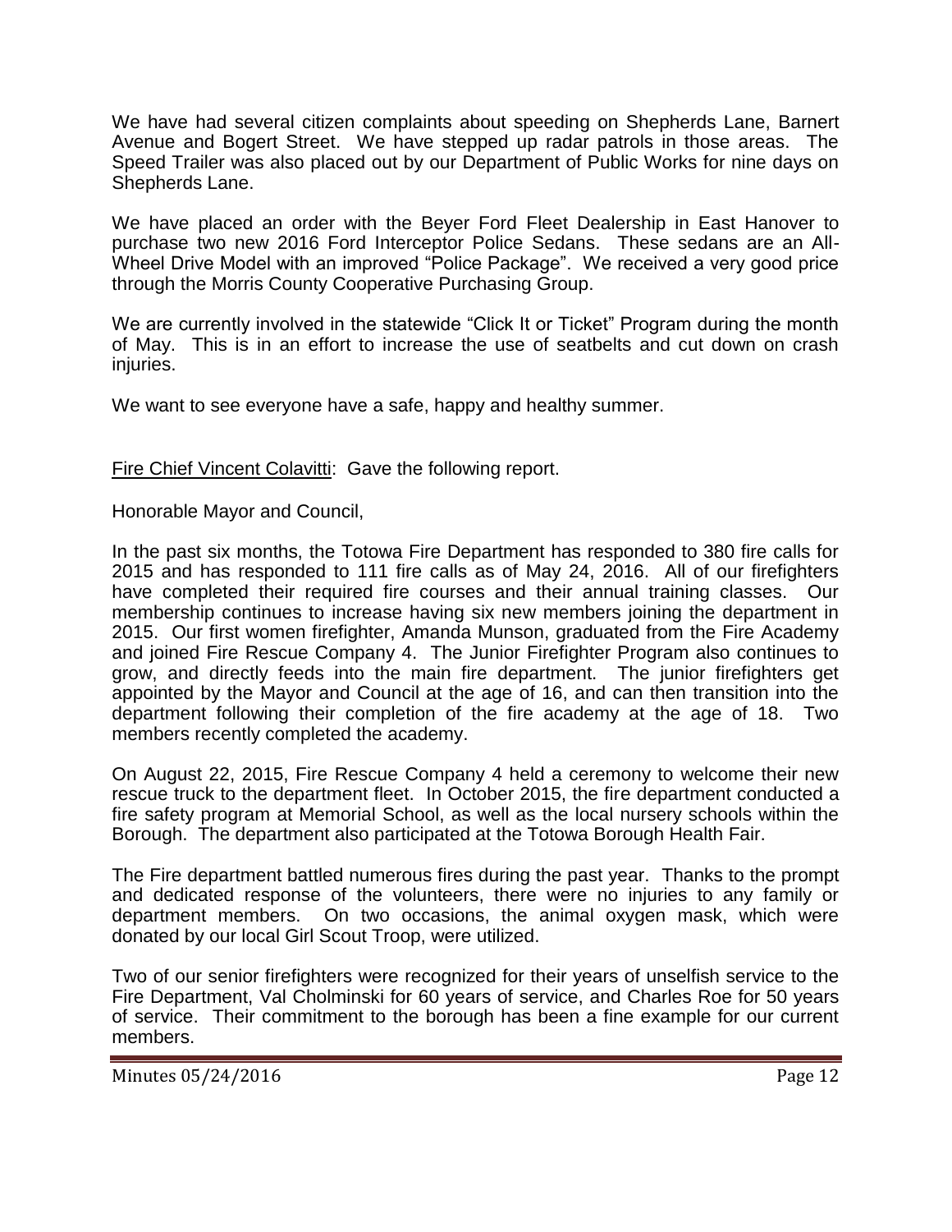We have had several citizen complaints about speeding on Shepherds Lane, Barnert Avenue and Bogert Street. We have stepped up radar patrols in those areas. The Speed Trailer was also placed out by our Department of Public Works for nine days on Shepherds Lane.

We have placed an order with the Beyer Ford Fleet Dealership in East Hanover to purchase two new 2016 Ford Interceptor Police Sedans. These sedans are an All-Wheel Drive Model with an improved "Police Package". We received a very good price through the Morris County Cooperative Purchasing Group.

We are currently involved in the statewide "Click It or Ticket" Program during the month of May. This is in an effort to increase the use of seatbelts and cut down on crash injuries.

We want to see everyone have a safe, happy and healthy summer.

<u>Fire Chief Vincent Colavitti</u>: Gave the following report.

Honorable Mayor and Council,

In the past six months, the Totowa Fire Department has responded to 380 fire calls for 2015 and has responded to 111 fire calls as of May 24, 2016. All of our firefighters have completed their required fire courses and their annual training classes. Our membership continues to increase having six new members joining the department in 2015. Our first women firefighter, Amanda Munson, graduated from the Fire Academy and joined Fire Rescue Company 4. The Junior Firefighter Program also continues to grow, and directly feeds into the main fire department. The junior firefighters get appointed by the Mayor and Council at the age of 16, and can then transition into the department following their completion of the fire academy at the age of 18. Two members recently completed the academy.

On August 22, 2015, Fire Rescue Company 4 held a ceremony to welcome their new rescue truck to the department fleet. In October 2015, the fire department conducted a fire safety program at Memorial School, as well as the local nursery schools within the Borough. The department also participated at the Totowa Borough Health Fair.

The Fire department battled numerous fires during the past year. Thanks to the prompt and dedicated response of the volunteers, there were no injuries to any family or department members. On two occasions, the animal oxygen mask, which were donated by our local Girl Scout Troop, were utilized.

Two of our senior firefighters were recognized for their years of unselfish service to the Fire Department, Val Cholminski for 60 years of service, and Charles Roe for 50 years of service. Their commitment to the borough has been a fine example for our current members.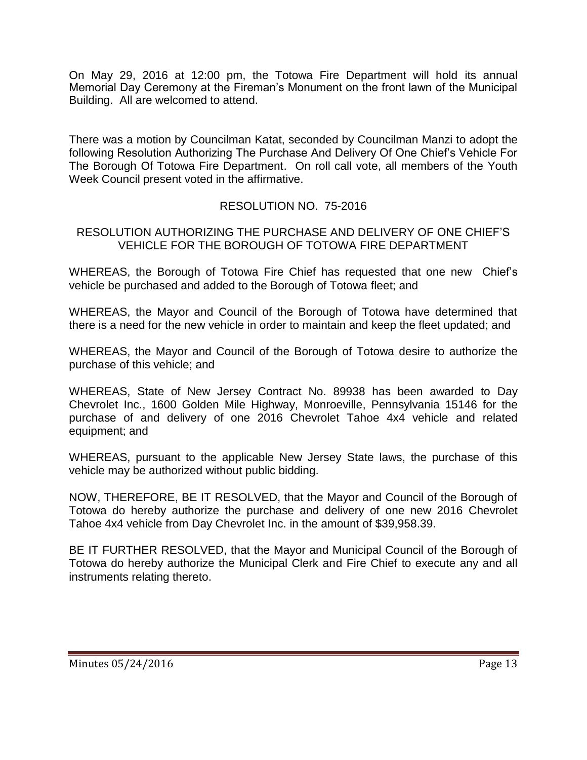On May 29, 2016 at 12:00 pm, the Totowa Fire Department will hold its annual Memorial Day Ceremony at the Fireman's Monument on the front lawn of the Municipal Building. All are welcomed to attend.

There was a motion by Councilman Katat, seconded by Councilman Manzi to adopt the following Resolution Authorizing The Purchase And Delivery Of One Chief's Vehicle For The Borough Of Totowa Fire Department. On roll call vote, all members of the Youth Week Council present voted in the affirmative.

RESOLUTION NO. 75-2016

RESOLUTION AUTHORIZING THE PURCHASE AND DELIVERY OF ONE CHIEF'S VEHICLE FOR THE BOROUGH OF TOTOWA FIRE DEPARTMENT

WHEREAS, the Borough of Totowa Fire Chief has requested that one new Chief's vehicle be purchased and added to the Borough of Totowa fleet; and

WHEREAS, the Mayor and Council of the Borough of Totowa have determined that there is a need for the new vehicle in order to maintain and keep the fleet updated; and

WHEREAS, the Mayor and Council of the Borough of Totowa desire to authorize the purchase of this vehicle; and

WHEREAS, State of New Jersey Contract No. 89938 has been awarded to Day Chevrolet Inc., 1600 Golden Mile Highway, Monroeville, Pennsylvania 15146 for the purchase of and delivery of one 2016 Chevrolet Tahoe 4x4 vehicle and related equipment; and

WHEREAS, pursuant to the applicable New Jersey State laws, the purchase of this vehicle may be authorized without public bidding.

NOW, THEREFORE, BE IT RESOLVED, that the Mayor and Council of the Borough of Totowa do hereby authorize the purchase and delivery of one new 2016 Chevrolet Tahoe 4x4 vehicle from Day Chevrolet Inc. in the amount of $39,958.39.

BE IT FURTHER RESOLVED, that the Mayor and Municipal Council of the Borough of Totowa do hereby authorize the Municipal Clerk and Fire Chief to execute any and all instruments relating thereto.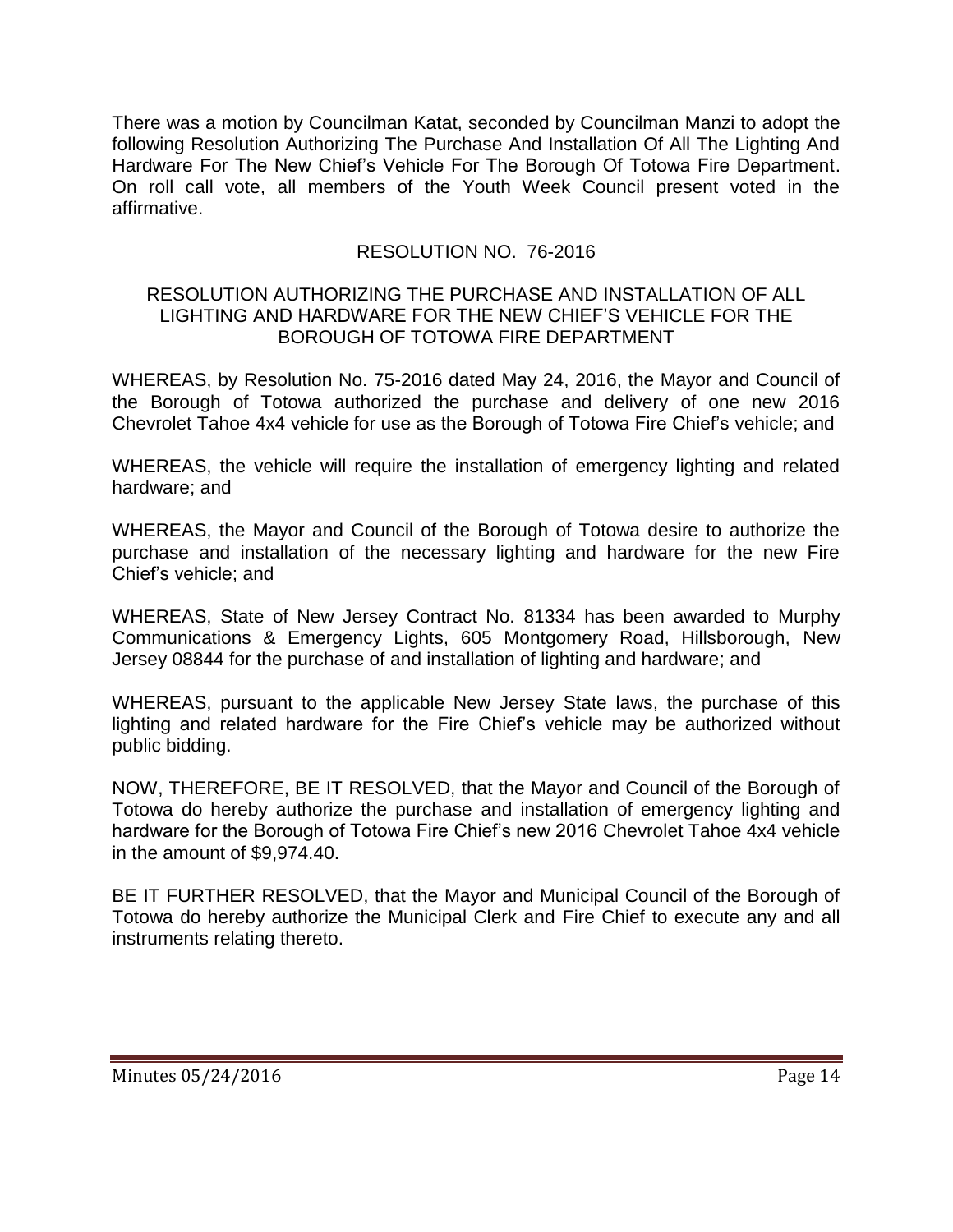There was a motion by Councilman Katat, seconded by Councilman Manzi to adopt the following Resolution Authorizing The Purchase And Installation Of All The Lighting And Hardware For The New Chief's Vehicle For The Borough Of Totowa Fire Department. On roll call vote, all members of the Youth Week Council present voted in the affirmative.

RESOLUTION NO. 76-2016

RESOLUTION AUTHORIZING THE PURCHASE AND INSTALLATION OF ALL LIGHTING AND HARDWARE FOR THE NEW CHIEF'S VEHICLE FOR THE BOROUGH OF TOTOWA FIRE DEPARTMENT

WHEREAS, by Resolution No. 75-2016 dated May 24, 2016, the Mayor and Council of the Borough of Totowa authorized the purchase and delivery of one new 2016 Chevrolet Tahoe 4x4 vehicle for use as the Borough of Totowa Fire Chief's vehicle; and

WHEREAS, the vehicle will require the installation of emergency lighting and related hardware; and

WHEREAS, the Mayor and Council of the Borough of Totowa desire to authorize the purchase and installation of the necessary lighting and hardware for the new Fire Chief's vehicle; and

WHEREAS, State of New Jersey Contract No. 81334 has been awarded to Murphy Communications & Emergency Lights, 605 Montgomery Road, Hillsborough, New Jersey 08844 for the purchase of and installation of lighting and hardware; and

WHEREAS, pursuant to the applicable New Jersey State laws, the purchase of this lighting and related hardware for the Fire Chief's vehicle may be authorized without public bidding.

NOW, THEREFORE, BE IT RESOLVED, that the Mayor and Council of the Borough of Totowa do hereby authorize the purchase and installation of emergency lighting and hardware for the Borough of Totowa Fire Chief's new 2016 Chevrolet Tahoe 4x4 vehicle in the amount of $9,974.40.

BE IT FURTHER RESOLVED, that the Mayor and Municipal Council of the Borough of Totowa do hereby authorize the Municipal Clerk and Fire Chief to execute any and all instruments relating thereto.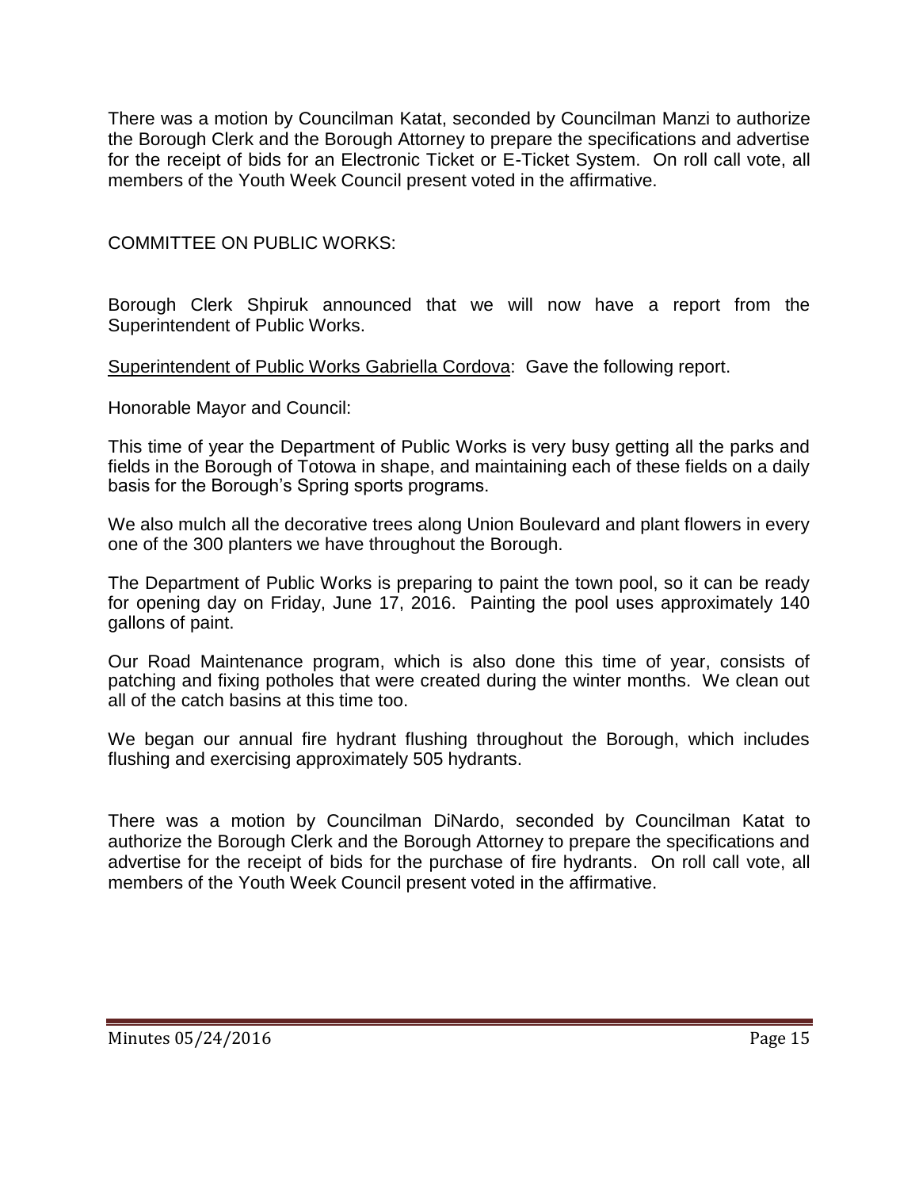There was a motion by Councilman Katat, seconded by Councilman Manzi to authorize the Borough Clerk and the Borough Attorney to prepare the specifications and advertise for the receipt of bids for an Electronic Ticket or E-Ticket System. On roll call vote, all members of the Youth Week Council present voted in the affirmative.

COMMITTEE ON PUBLIC WORKS:

Borough Clerk Shpiruk announced that we will now have a report from the Superintendent of Public Works.

Superintendent of Public Works Gabriella Cordova: Gave the following report.

Honorable Mayor and Council:

This time of year the Department of Public Works is very busy getting all the parks and fields in the Borough of Totowa in shape, and maintaining each of these fields on a daily basis for the Borough's Spring sports programs.

We also mulch all the decorative trees along Union Boulevard and plant flowers in every one of the 300 planters we have throughout the Borough.

The Department of Public Works is preparing to paint the town pool, so it can be ready for opening day on Friday, June 17, 2016. Painting the pool uses approximately 140 gallons of paint.

Our Road Maintenance program, which is also done this time of year, consists of patching and fixing potholes that were created during the winter months. We clean out all of the catch basins at this time too.

We began our annual fire hydrant flushing throughout the Borough, which includes flushing and exercising approximately 505 hydrants.

There was a motion by Councilman DiNardo, seconded by Councilman Katat to authorize the Borough Clerk and the Borough Attorney to prepare the specifications and advertise for the receipt of bids for the purchase of fire hydrants. On roll call vote, all members of the Youth Week Council present voted in the affirmative.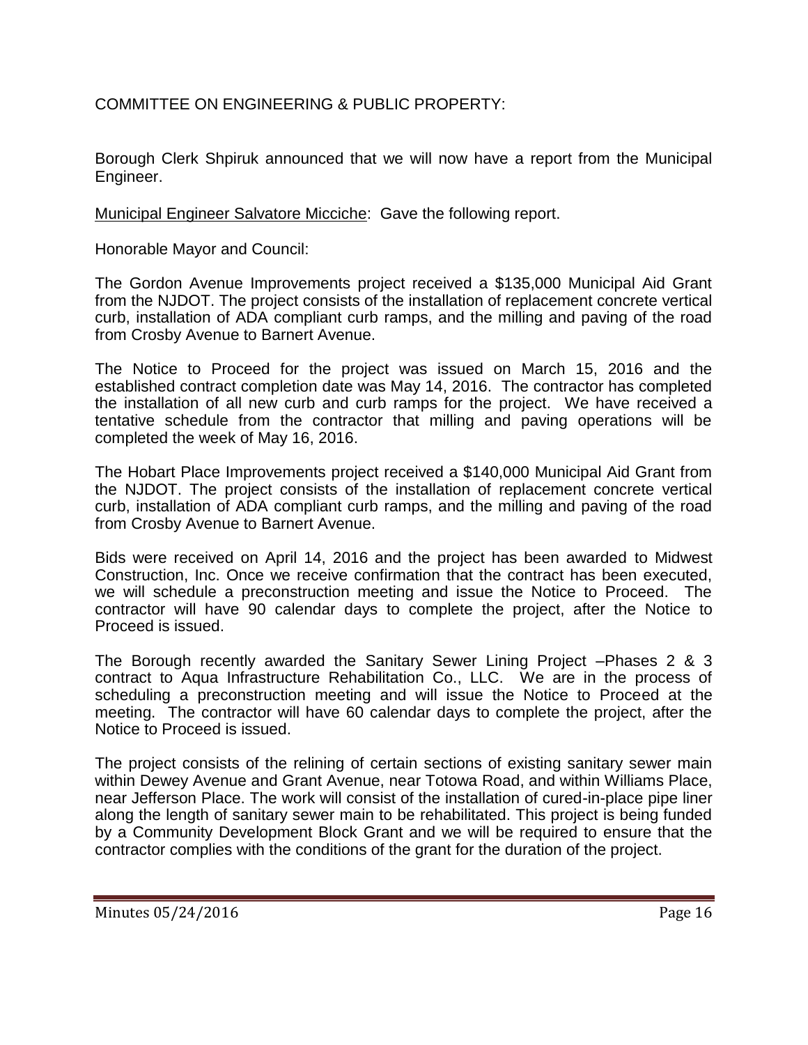COMMITTEE ON ENGINEERING & PUBLIC PROPERTY:

Borough Clerk Shpiruk announced that we will now have a report from the Municipal Engineer.

Municipal Engineer Salvatore Micciche: Gave the following report.

Honorable Mayor and Council:

The Gordon Avenue Improvements project received a $135,000 Municipal Aid Grant from the NJDOT. The project consists of the installation of replacement concrete vertical curb, installation of ADA compliant curb ramps, and the milling and paving of the road from Crosby Avenue to Barnert Avenue.

The Notice to Proceed for the project was issued on March 15, 2016 and the established contract completion date was May 14, 2016. The contractor has completed the installation of all new curb and curb ramps for the project. We have received a tentative schedule from the contractor that milling and paving operations will be completed the week of May 16, 2016.

The Hobart Place Improvements project received a $140,000 Municipal Aid Grant from the NJDOT. The project consists of the installation of replacement concrete vertical curb, installation of ADA compliant curb ramps, and the milling and paving of the road from Crosby Avenue to Barnert Avenue.

Bids were received on April 14, 2016 and the project has been awarded to Midwest Construction, Inc. Once we receive confirmation that the contract has been executed, we will schedule a preconstruction meeting and issue the Notice to Proceed. The contractor will have 90 calendar days to complete the project, after the Notice to Proceed is issued.

The Borough recently awarded the Sanitary Sewer Lining Project –Phases 2 & 3 contract to Aqua Infrastructure Rehabilitation Co., LLC. We are in the process of scheduling a preconstruction meeting and will issue the Notice to Proceed at the meeting. The contractor will have 60 calendar days to complete the project, after the Notice to Proceed is issued.

The project consists of the relining of certain sections of existing sanitary sewer main within Dewey Avenue and Grant Avenue, near Totowa Road, and within Williams Place, near Jefferson Place. The work will consist of the installation of cured-in-place pipe liner along the length of sanitary sewer main to be rehabilitated. This project is being funded by a Community Development Block Grant and we will be required to ensure that the contractor complies with the conditions of the grant for the duration of the project.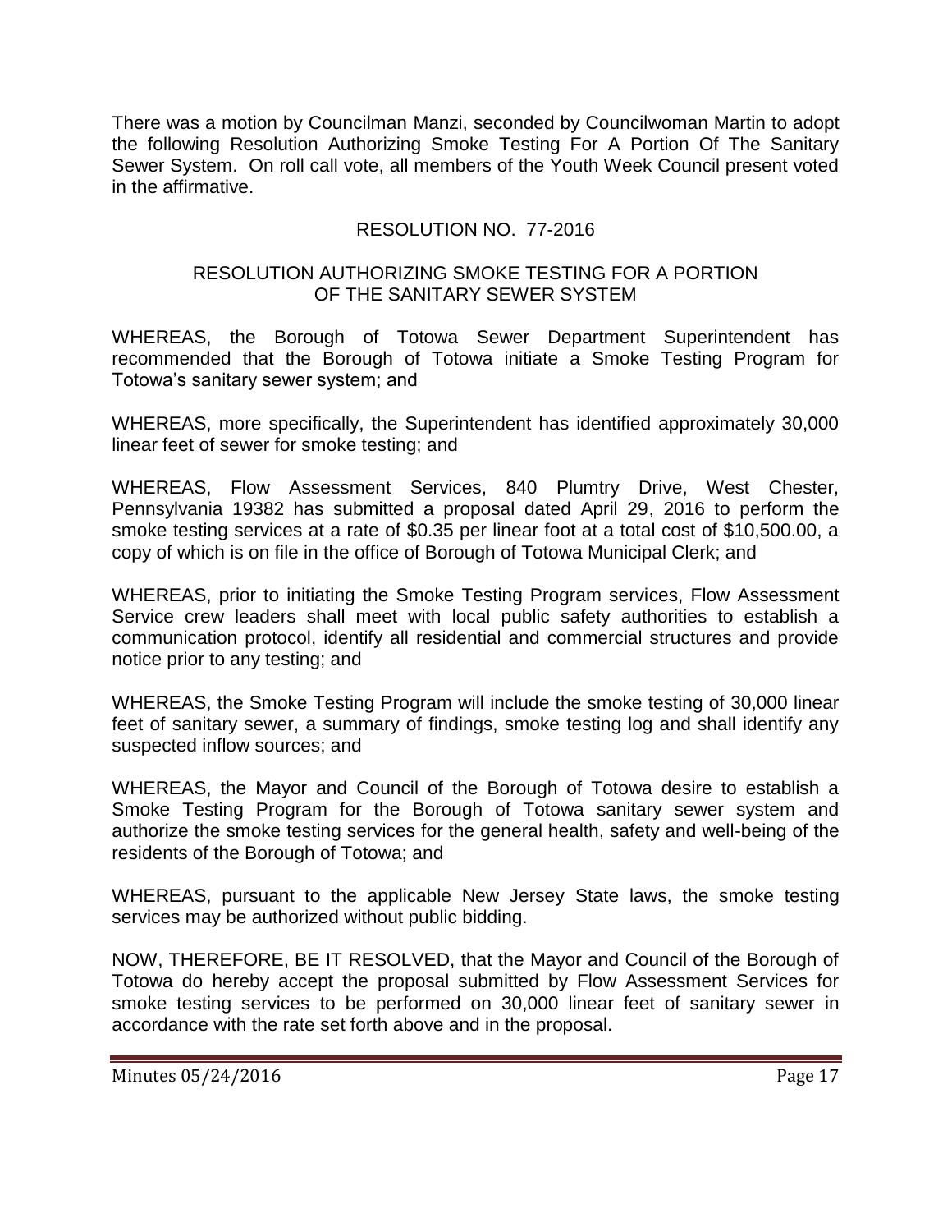There was a motion by Councilman Manzi, seconded by Councilwoman Martin to adopt the following Resolution Authorizing Smoke Testing For A Portion Of The Sanitary Sewer System. On roll call vote, all members of the Youth Week Council present voted in the affirmative.

RESOLUTION NO. 77-2016

RESOLUTION AUTHORIZING SMOKE TESTING FOR A PORTION OF THE SANITARY SEWER SYSTEM

WHEREAS, the Borough of Totowa Sewer Department Superintendent has recommended that the Borough of Totowa initiate a Smoke Testing Program for Totowa's sanitary sewer system; and

WHEREAS, more specifically, the Superintendent has identified approximately 30,000 linear feet of sewer for smoke testing; and

WHEREAS, Flow Assessment Services, 840 Plumtry Drive, West Chester, Pennsylvania 19382 has submitted a proposal dated April 29, 2016 to perform the smoke testing services at a rate of $0.35 per linear foot at a total cost of $10,500.00, a copy of which is on file in the office of Borough of Totowa Municipal Clerk; and

WHEREAS, prior to initiating the Smoke Testing Program services, Flow Assessment Service crew leaders shall meet with local public safety authorities to establish a communication protocol, identify all residential and commercial structures and provide notice prior to any testing; and

WHEREAS, the Smoke Testing Program will include the smoke testing of 30,000 linear feet of sanitary sewer, a summary of findings, smoke testing log and shall identify any suspected inflow sources; and

WHEREAS, the Mayor and Council of the Borough of Totowa desire to establish a Smoke Testing Program for the Borough of Totowa sanitary sewer system and authorize the smoke testing services for the general health, safety and well-being of the residents of the Borough of Totowa; and

WHEREAS, pursuant to the applicable New Jersey State laws, the smoke testing services may be authorized without public bidding.

NOW, THEREFORE, BE IT RESOLVED, that the Mayor and Council of the Borough of Totowa do hereby accept the proposal submitted by Flow Assessment Services for smoke testing services to be performed on 30,000 linear feet of sanitary sewer in accordance with the rate set forth above and in the proposal.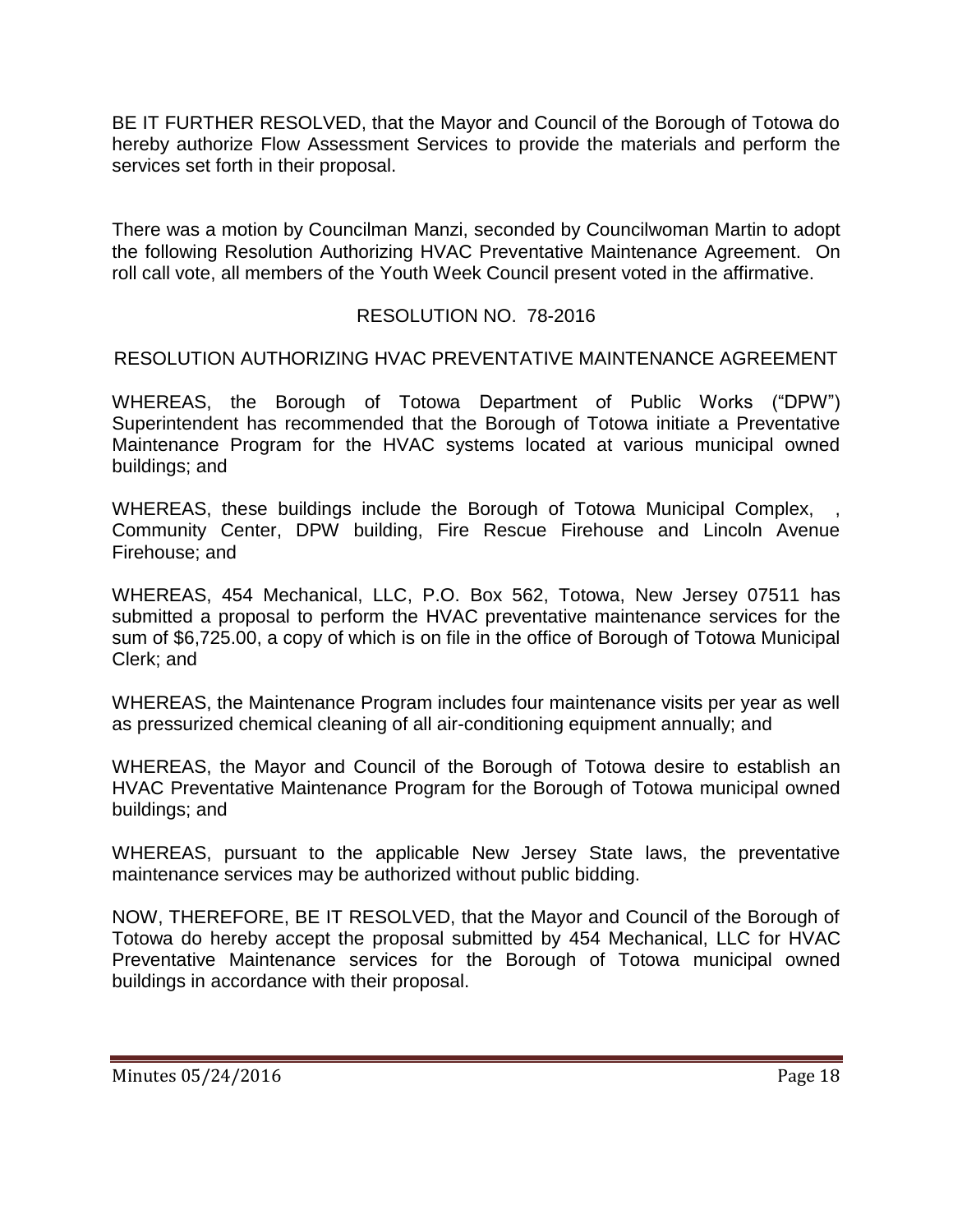BE IT FURTHER RESOLVED, that the Mayor and Council of the Borough of Totowa do hereby authorize Flow Assessment Services to provide the materials and perform the services set forth in their proposal.

There was a motion by Councilman Manzi, seconded by Councilwoman Martin to adopt the following Resolution Authorizing HVAC Preventative Maintenance Agreement. On roll call vote, all members of the Youth Week Council present voted in the affirmative.

RESOLUTION NO. 78-2016

RESOLUTION AUTHORIZING HVAC PREVENTATIVE MAINTENANCE AGREEMENT

WHEREAS, the Borough of Totowa Department of Public Works ("DPW") Superintendent has recommended that the Borough of Totowa initiate a Preventative Maintenance Program for the HVAC systems located at various municipal owned buildings; and

WHEREAS, these buildings include the Borough of Totowa Municipal Complex, , Community Center, DPW building, Fire Rescue Firehouse and Lincoln Avenue Firehouse; and

WHEREAS, 454 Mechanical, LLC, P.O. Box 562, Totowa, New Jersey 07511 has submitted a proposal to perform the HVAC preventative maintenance services for the sum of $6,725.00, a copy of which is on file in the office of Borough of Totowa Municipal Clerk; and

WHEREAS, the Maintenance Program includes four maintenance visits per year as well as pressurized chemical cleaning of all air-conditioning equipment annually; and

WHEREAS, the Mayor and Council of the Borough of Totowa desire to establish an HVAC Preventative Maintenance Program for the Borough of Totowa municipal owned buildings; and

WHEREAS, pursuant to the applicable New Jersey State laws, the preventative maintenance services may be authorized without public bidding.

NOW, THEREFORE, BE IT RESOLVED, that the Mayor and Council of the Borough of Totowa do hereby accept the proposal submitted by 454 Mechanical, LLC for HVAC Preventative Maintenance services for the Borough of Totowa municipal owned buildings in accordance with their proposal.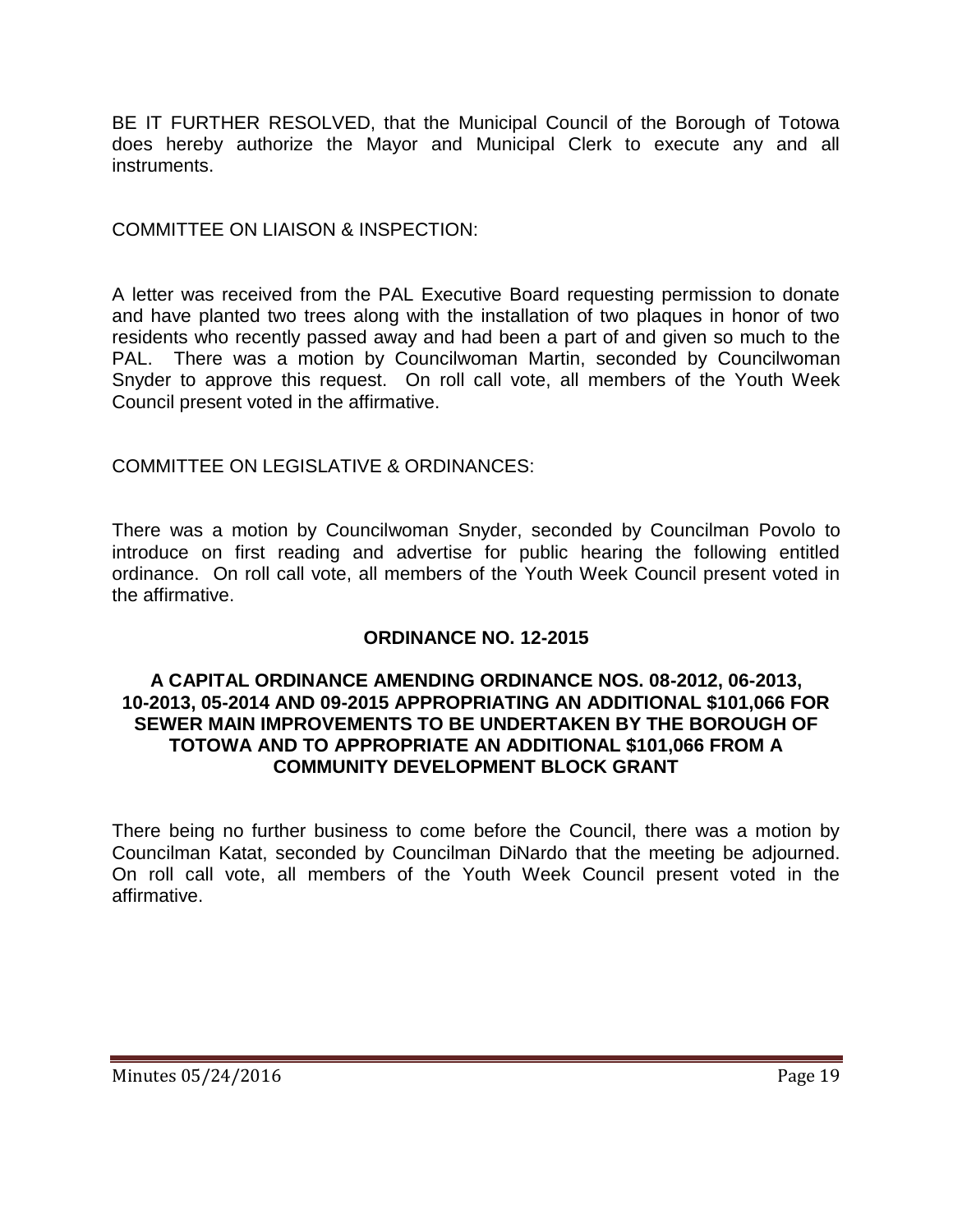BE IT FURTHER RESOLVED, that the Municipal Council of the Borough of Totowa does hereby authorize the Mayor and Municipal Clerk to execute any and all instruments.

COMMITTEE ON LIAISON & INSPECTION:

A letter was received from the PAL Executive Board requesting permission to donate and have planted two trees along with the installation of two plaques in honor of two residents who recently passed away and had been a part of and given so much to the PAL. There was a motion by Councilwoman Martin, seconded by Councilwoman Snyder to approve this request. On roll call vote, all members of the Youth Week Council present voted in the affirmative.

COMMITTEE ON LEGISLATIVE & ORDINANCES:

There was a motion by Councilwoman Snyder, seconded by Councilman Povolo to introduce on first reading and advertise for public hearing the following entitled ordinance. On roll call vote, all members of the Youth Week Council present voted in the affirmative.

**ORDINANCE NO. 12-2015**

**A CAPITAL ORDINANCE AMENDING ORDINANCE NOS. 08-2012, 06-2013, 10-2013, 05-2014 AND 09-2015 APPROPRIATING AN ADDITIONAL $101,066 FOR SEWER MAIN IMPROVEMENTS TO BE UNDERTAKEN BY THE BOROUGH OF TOTOWA AND TO APPROPRIATE AN ADDITIONAL $101,066 FROM A COMMUNITY DEVELOPMENT BLOCK GRANT**

There being no further business to come before the Council, there was a motion by Councilman Katat, seconded by Councilman DiNardo that the meeting be adjourned. On roll call vote, all members of the Youth Week Council present voted in the affirmative.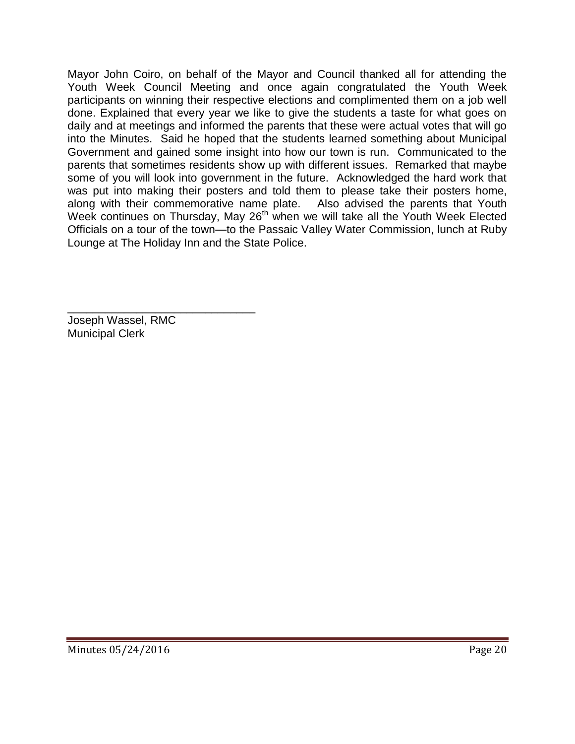Mayor John Coiro, on behalf of the Mayor and Council thanked all for attending the Youth Week Council Meeting and once again congratulated the Youth Week participants on winning their respective elections and complimented them on a job well done. Explained that every year we like to give the students a taste for what goes on daily and at meetings and informed the parents that these were actual votes that will go into the Minutes. Said he hoped that the students learned something about Municipal Government and gained some insight into how our town is run. Communicated to the parents that sometimes residents show up with different issues. Remarked that maybe some of you will look into government in the future. Acknowledged the hard work that was put into making their posters and told them to please take their posters home, along with their commemorative name plate. Also advised the parents that Youth Week continues on Thursday, May 26th when we will take all the Youth Week Elected Officials on a tour of the town—to the Passaic Valley Water Commission, lunch at Ruby Lounge at The Holiday Inn and the State Police.

\_\_\_\_\_\_\_\_\_\_\_\_\_\_\_\_\_\_\_\_\_\_\_\_\_\_\_\_\_\_\_

Joseph Wassel, RMC  
Municipal Clerk